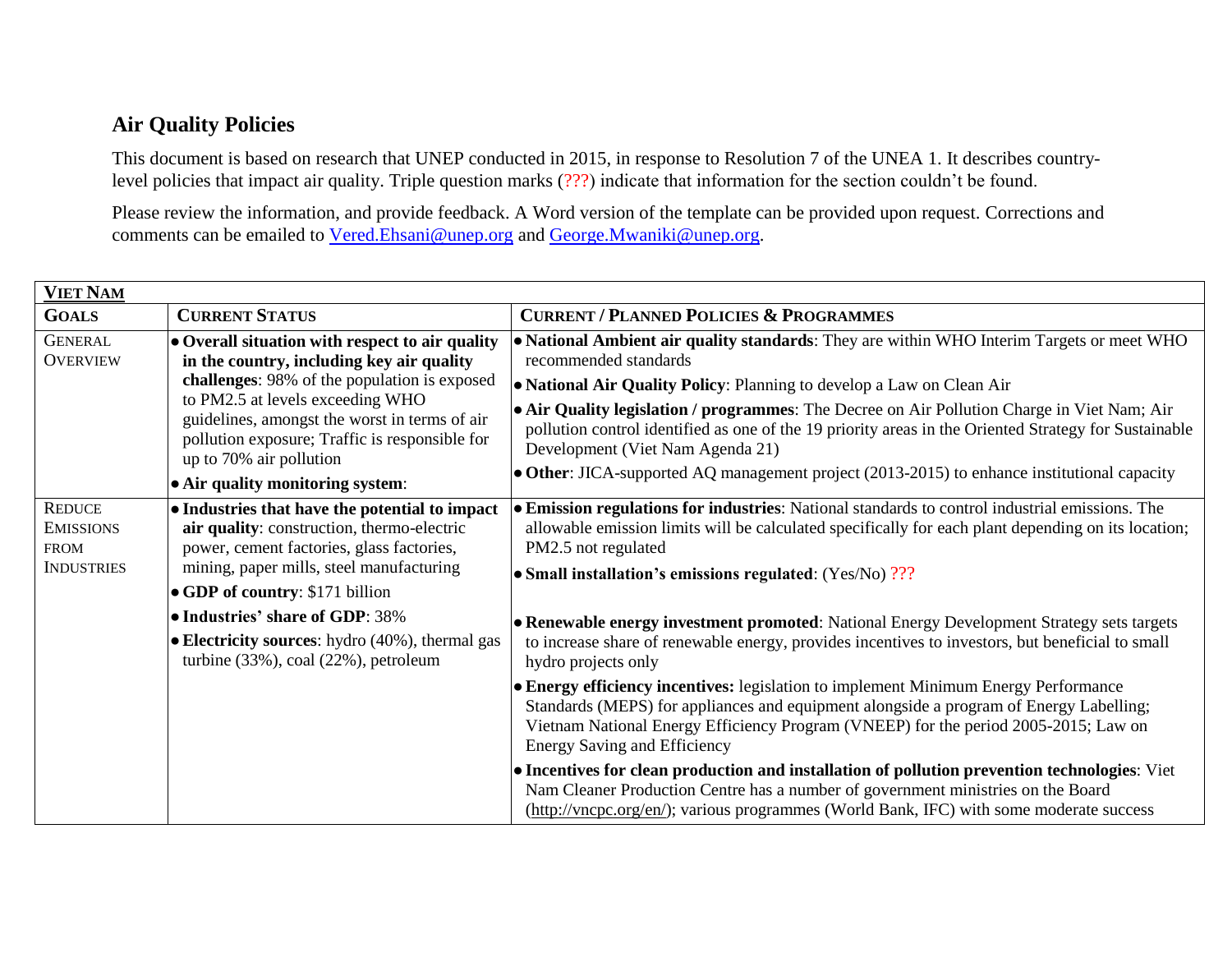## Air Quality Policies

This document is based on research that UNEP conducted in 2015, in response to Resolution 7 of the UNEA 1. It describes country-level policies that impact air quality. Triple question marks (???) indicate that information for the section couldn't be found.

Please review the information, and provide feedback. A Word version of the template can be provided upon request. Corrections and comments can be emailed to Vered.Ehsani@unep.org and George.Mwaniki@unep.org.

| **VIET NAM** | | |
|---|---|---|
| **GOALS** | **CURRENT STATUS** | **CURRENT / PLANNED POLICIES & PROGRAMMES** |
| GENERAL OVERVIEW | • **Overall situation with respect to air quality in the country, including key air quality challenges**: 98% of the population is exposed to PM2.5 at levels exceeding WHO guidelines, amongst the worst in terms of air pollution exposure; Traffic is responsible for up to 70% air pollution<br>• **Air quality monitoring system**: | • **National Ambient air quality standards**: They are within WHO Interim Targets or meet WHO recommended standards<br>• **National Air Quality Policy**: Planning to develop a Law on Clean Air<br>• **Air Quality legislation / programmes**: The Decree on Air Pollution Charge in Viet Nam; Air pollution control identified as one of the 19 priority areas in the Oriented Strategy for Sustainable Development (Viet Nam Agenda 21)<br>• **Other**: JICA-supported AQ management project (2013-2015) to enhance institutional capacity |
| REDUCE EMISSIONS FROM INDUSTRIES | • **Industries that have the potential to impact air quality**: construction, thermo-electric power, cement factories, glass factories, mining, paper mills, steel manufacturing<br>• **GDP of country**: $171 billion<br>• **Industries' share of GDP**: 38%<br>• **Electricity sources**: hydro (40%), thermal gas turbine (33%), coal (22%), petroleum | • **Emission regulations for industries**: National standards to control industrial emissions. The allowable emission limits will be calculated specifically for each plant depending on its location; PM2.5 not regulated<br>• **Small installation's emissions regulated**: (Yes/No) ???<br>• **Renewable energy investment promoted**: National Energy Development Strategy sets targets to increase share of renewable energy, provides incentives to investors, but beneficial to small hydro projects only<br>• **Energy efficiency incentives:** legislation to implement Minimum Energy Performance Standards (MEPS) for appliances and equipment alongside a program of Energy Labelling; Vietnam National Energy Efficiency Program (VNEEP) for the period 2005-2015; Law on Energy Saving and Efficiency<br>• **Incentives for clean production and installation of pollution prevention technologies**: Viet Nam Cleaner Production Centre has a number of government ministries on the Board (http://vncpc.org/en/); various programmes (World Bank, IFC) with some moderate success |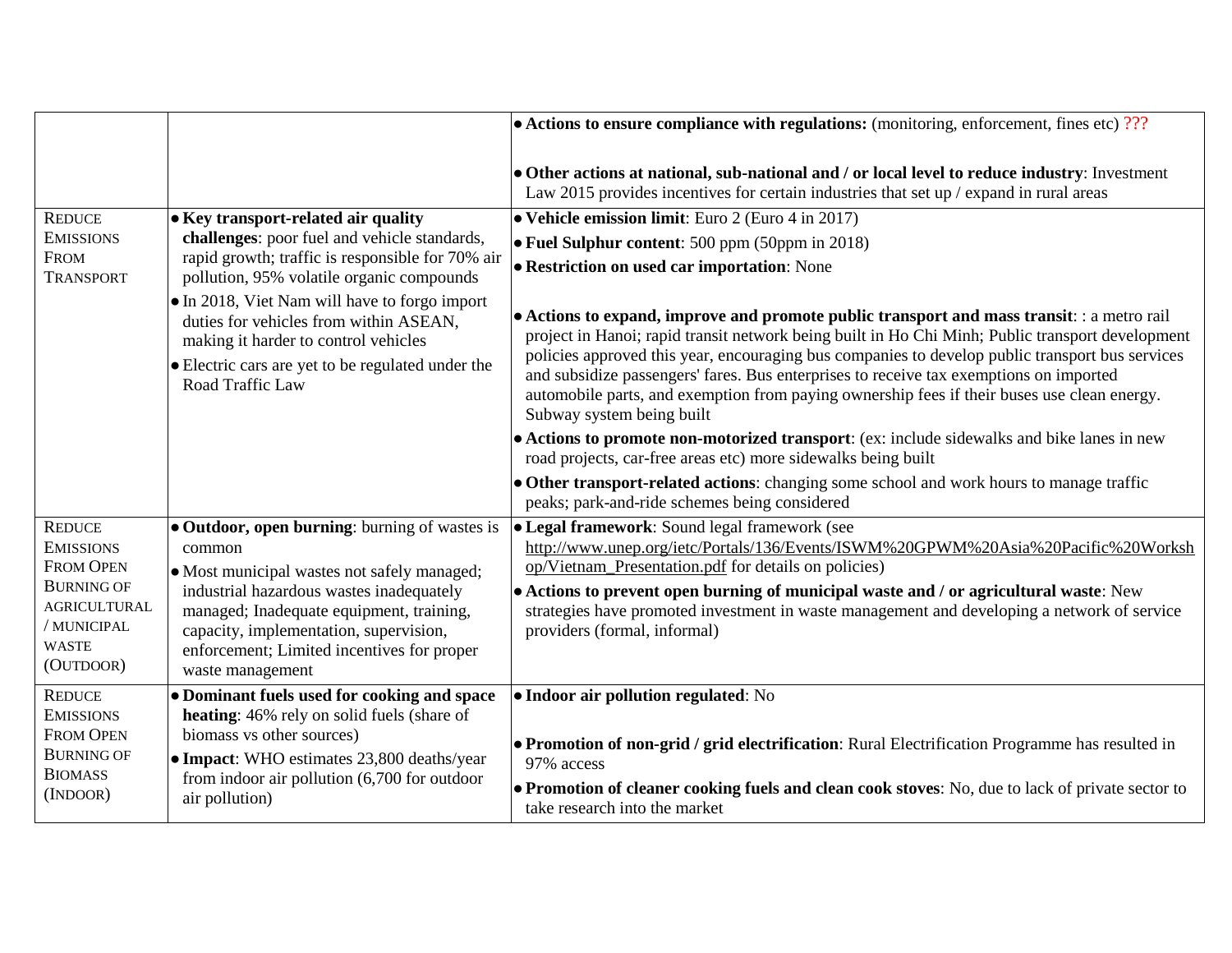| | | |
|---|---|---|
| | | • **Actions to ensure compliance with regulations:** (monitoring, enforcement, fines etc) ???<br><br>• **Other actions at national, sub-national and / or local level to reduce industry**: Investment Law 2015 provides incentives for certain industries that set up / expand in rural areas |
| REDUCE EMISSIONS FROM TRANSPORT | • **Key transport-related air quality challenges**: poor fuel and vehicle standards, rapid growth; traffic is responsible for 70% air pollution, 95% volatile organic compounds<br>• In 2018, Viet Nam will have to forgo import duties for vehicles from within ASEAN, making it harder to control vehicles<br>• Electric cars are yet to be regulated under the Road Traffic Law | • **Vehicle emission limit**: Euro 2 (Euro 4 in 2017)<br>• **Fuel Sulphur content**: 500 ppm (50ppm in 2018)<br>• **Restriction on used car importation**: None<br><br>• **Actions to expand, improve and promote public transport and mass transit**: : a metro rail project in Hanoi; rapid transit network being built in Ho Chi Minh; Public transport development policies approved this year, encouraging bus companies to develop public transport bus services and subsidize passengers' fares. Bus enterprises to receive tax exemptions on imported automobile parts, and exemption from paying ownership fees if their buses use clean energy. Subway system being built<br>• **Actions to promote non-motorized transport**: (ex: include sidewalks and bike lanes in new road projects, car-free areas etc) more sidewalks being built<br>• **Other transport-related actions**: changing some school and work hours to manage traffic peaks; park-and-ride schemes being considered |
| REDUCE EMISSIONS FROM OPEN BURNING OF AGRICULTURAL / MUNICIPAL WASTE (OUTDOOR) | • **Outdoor, open burning**: burning of wastes is common<br>• Most municipal wastes not safely managed; industrial hazardous wastes inadequately managed; Inadequate equipment, training, capacity, implementation, supervision, enforcement; Limited incentives for proper waste management | • **Legal framework**: Sound legal framework (see http://www.unep.org/ietc/Portals/136/Events/ISWM%20GPWM%20Asia%20Pacific%20Workshop/Vietnam_Presentation.pdf for details on policies)<br>• **Actions to prevent open burning of municipal waste and / or agricultural waste**: New strategies have promoted investment in waste management and developing a network of service providers (formal, informal) |
| REDUCE EMISSIONS FROM OPEN BURNING OF BIOMASS (INDOOR) | • **Dominant fuels used for cooking and space heating**: 46% rely on solid fuels (share of biomass vs other sources)<br>• **Impact**: WHO estimates 23,800 deaths/year from indoor air pollution (6,700 for outdoor air pollution) | • **Indoor air pollution regulated**: No<br><br>• **Promotion of non-grid / grid electrification**: Rural Electrification Programme has resulted in 97% access<br>• **Promotion of cleaner cooking fuels and clean cook stoves**: No, due to lack of private sector to take research into the market |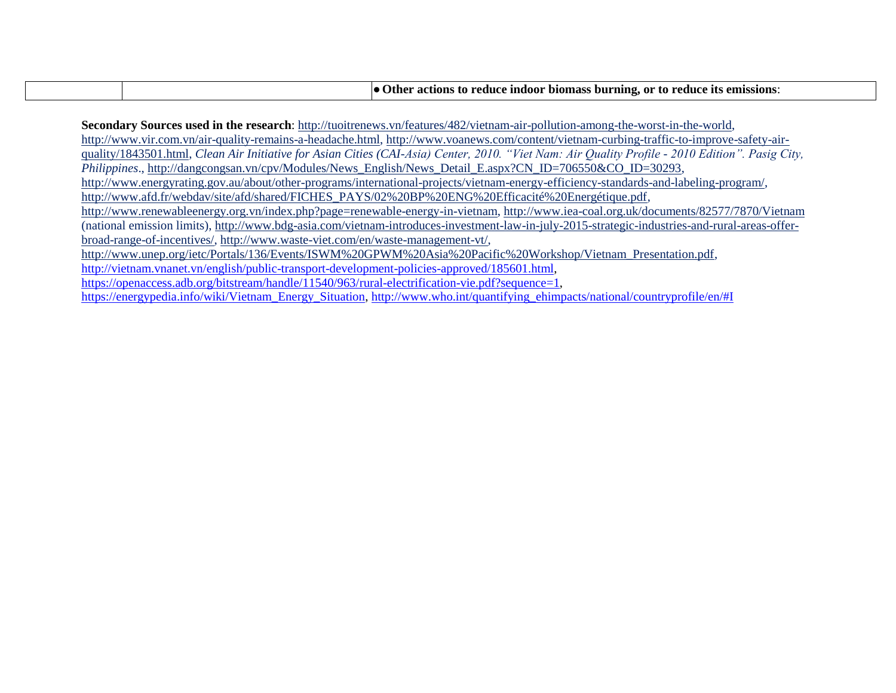| | | |
|---|---|---|
| | | ● **Other actions to reduce indoor biomass burning, or to reduce its emissions**: |

**Secondary Sources used in the research**: http://tuoitrenews.vn/features/482/vietnam-air-pollution-among-the-worst-in-the-world, http://www.vir.com.vn/air-quality-remains-a-headache.html, http://www.voanews.com/content/vietnam-curbing-traffic-to-improve-safety-air-quality/1843501.html, *Clean Air Initiative for Asian Cities (CAI-Asia) Center, 2010. "Viet Nam: Air Quality Profile - 2010 Edition". Pasig City, Philippines*., http://dangcongsan.vn/cpv/Modules/News_English/News_Detail_E.aspx?CN_ID=706550&CO_ID=30293, http://www.energyrating.gov.au/about/other-programs/international-projects/vietnam-energy-efficiency-standards-and-labeling-program/, http://www.afd.fr/webdav/site/afd/shared/FICHES_PAYS/02%20BP%20ENG%20Efficacité%20Energétique.pdf, http://www.renewableenergy.org.vn/index.php?page=renewable-energy-in-vietnam, http://www.iea-coal.org.uk/documents/82577/7870/Vietnam (national emission limits), http://www.bdg-asia.com/vietnam-introduces-investment-law-in-july-2015-strategic-industries-and-rural-areas-offer-broad-range-of-incentives/, http://www.waste-viet.com/en/waste-management-vt/, http://www.unep.org/ietc/Portals/136/Events/ISWM%20GPWM%20Asia%20Pacific%20Workshop/Vietnam_Presentation.pdf, http://vietnam.vnanet.vn/english/public-transport-development-policies-approved/185601.html, https://openaccess.adb.org/bitstream/handle/11540/963/rural-electrification-vie.pdf?sequence=1, https://energypedia.info/wiki/Vietnam_Energy_Situation, http://www.who.int/quantifying_ehimpacts/national/countryprofile/en/#I